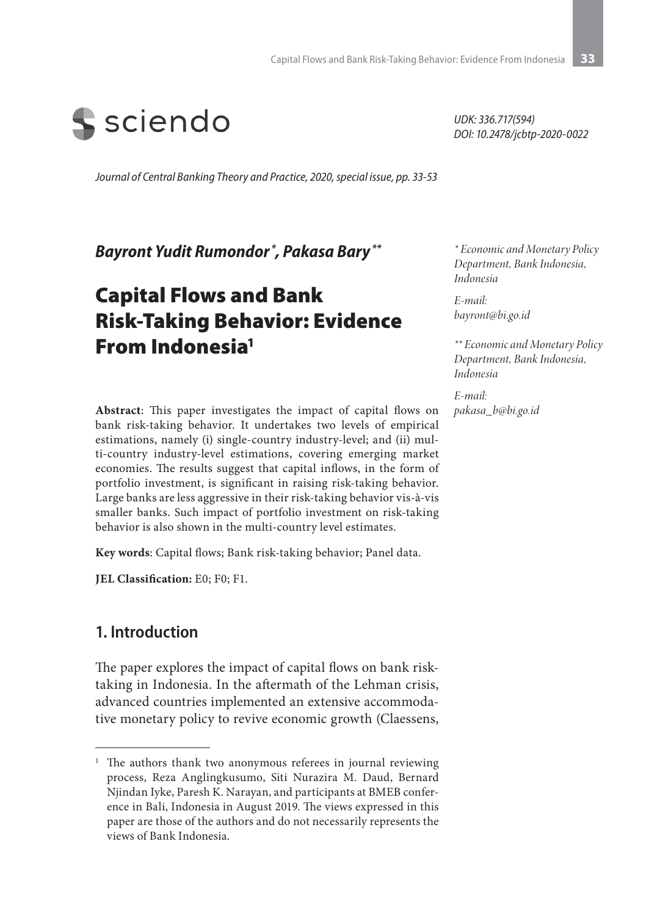sciendo

UDK: 336.717(594)
DOI: 10.2478/jcbtp-2020-0022

*Journal of Central Banking Theory and Practice, 2020, special issue, pp. 33-53*

***Bayront Yudit Rumondor*** [\*]**, *Pakasa Bary*** [\*\*]

*\* Economic and Monetary Policy Department, Bank Indonesia, Indonesia*

*E-mail: bayront@bi.go.id*

*\*\* Economic and Monetary Policy Department, Bank Indonesia, Indonesia*

*E-mail: pakasa_b@bi.go.id*

# Capital Flows and Bank Risk-Taking Behavior: Evidence From Indonesia[1]

**Abstract**: This paper investigates the impact of capital flows on bank risk-taking behavior. It undertakes two levels of empirical estimations, namely (i) single-country industry-level; and (ii) multi-country industry-level estimations, covering emerging market economies. The results suggest that capital inflows, in the form of portfolio investment, is significant in raising risk-taking behavior. Large banks are less aggressive in their risk-taking behavior vis-à-vis smaller banks. Such impact of portfolio investment on risk-taking behavior is also shown in the multi-country level estimates.

**Key words**: Capital flows; Bank risk-taking behavior; Panel data.

**JEL Classification:** E0; F0; F1.

## 1. Introduction

The paper explores the impact of capital flows on bank risk-taking in Indonesia. In the aftermath of the Lehman crisis, advanced countries implemented an extensive accommodative monetary policy to revive economic growth (Claessens,

---

[1] The authors thank two anonymous referees in journal reviewing process, Reza Anglingkusumo, Siti Nurazira M. Daud, Bernard Njindan Iyke, Paresh K. Narayan, and participants at BMEB conference in Bali, Indonesia in August 2019. The views expressed in this paper are those of the authors and do not necessarily represents the views of Bank Indonesia.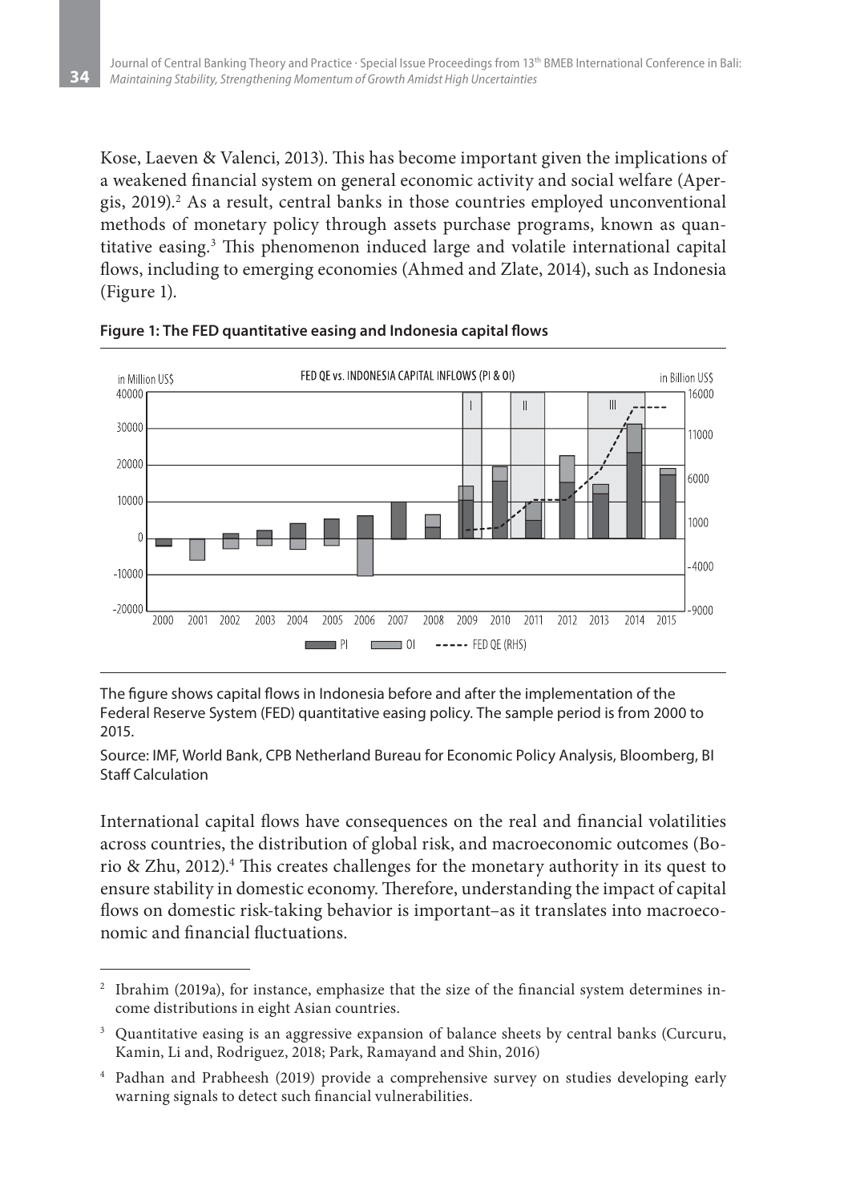Kose, Laeven & Valenci, 2013). This has become important given the implications of a weakened financial system on general economic activity and social welfare (Apergis, 2019).[2] As a result, central banks in those countries employed unconventional methods of monetary policy through assets purchase programs, known as quantitative easing.[3] This phenomenon induced large and volatile international capital flows, including to emerging economies (Ahmed and Zlate, 2014), such as Indonesia (Figure 1).

**Figure 1: The FED quantitative easing and Indonesia capital flows**

The figure shows capital flows in Indonesia before and after the implementation of the Federal Reserve System (FED) quantitative easing policy. The sample period is from 2000 to 2015.

Source: IMF, World Bank, CPB Netherland Bureau for Economic Policy Analysis, Bloomberg, BI Staff Calculation

International capital flows have consequences on the real and financial volatilities across countries, the distribution of global risk, and macroeconomic outcomes (Borio & Zhu, 2012).[4] This creates challenges for the monetary authority in its quest to ensure stability in domestic economy. Therefore, understanding the impact of capital flows on domestic risk-taking behavior is important–as it translates into macroeconomic and financial fluctuations.

---

[2] Ibrahim (2019a), for instance, emphasize that the size of the financial system determines income distributions in eight Asian countries.

[3] Quantitative easing is an aggressive expansion of balance sheets by central banks (Curcuru, Kamin, Li and, Rodriguez, 2018; Park, Ramayand and Shin, 2016)

[4] Padhan and Prabheesh (2019) provide a comprehensive survey on studies developing early warning signals to detect such financial vulnerabilities.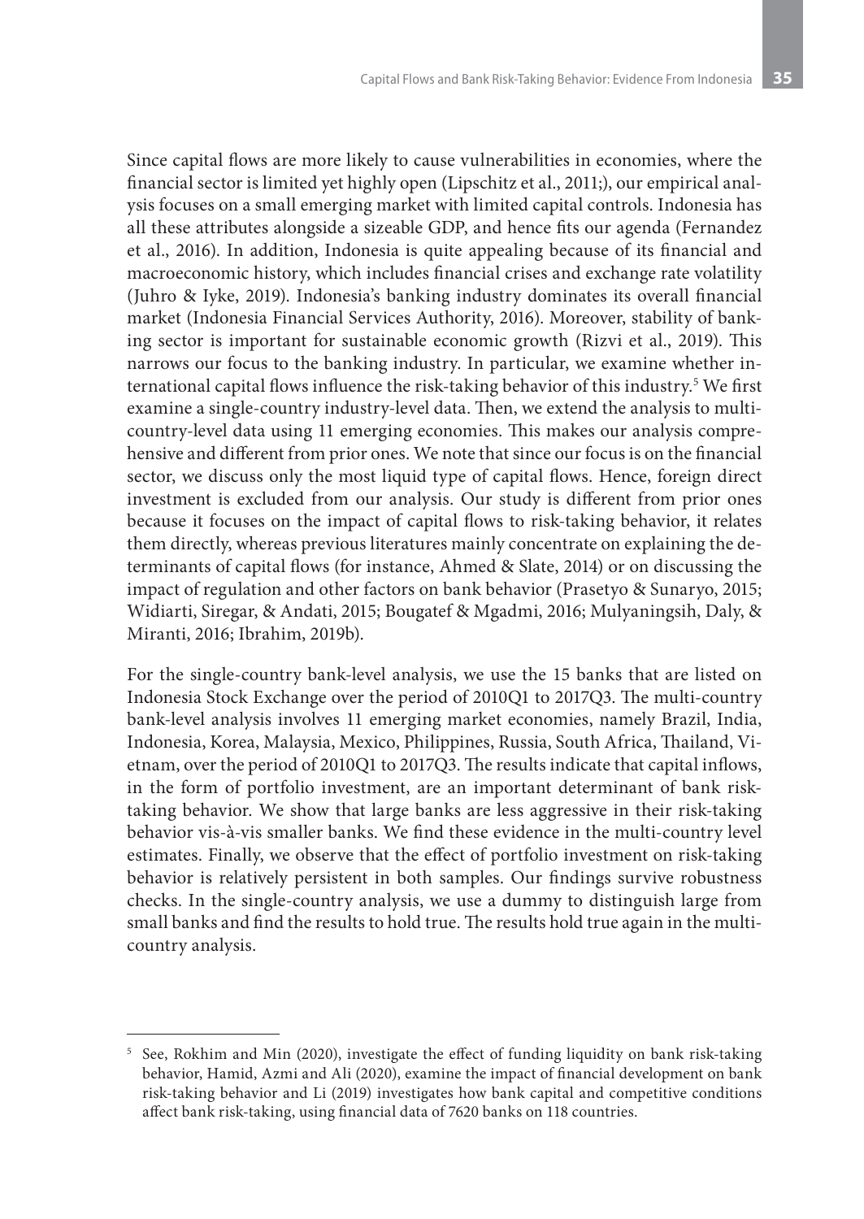Since capital flows are more likely to cause vulnerabilities in economies, where the financial sector is limited yet highly open (Lipschitz et al., 2011;), our empirical analysis focuses on a small emerging market with limited capital controls. Indonesia has all these attributes alongside a sizeable GDP, and hence fits our agenda (Fernandez et al., 2016). In addition, Indonesia is quite appealing because of its financial and macroeconomic history, which includes financial crises and exchange rate volatility (Juhro & Iyke, 2019). Indonesia's banking industry dominates its overall financial market (Indonesia Financial Services Authority, 2016). Moreover, stability of banking sector is important for sustainable economic growth (Rizvi et al., 2019). This narrows our focus to the banking industry. In particular, we examine whether international capital flows influence the risk-taking behavior of this industry.[5] We first examine a single-country industry-level data. Then, we extend the analysis to multi-country-level data using 11 emerging economies. This makes our analysis comprehensive and different from prior ones. We note that since our focus is on the financial sector, we discuss only the most liquid type of capital flows. Hence, foreign direct investment is excluded from our analysis. Our study is different from prior ones because it focuses on the impact of capital flows to risk-taking behavior, it relates them directly, whereas previous literatures mainly concentrate on explaining the determinants of capital flows (for instance, Ahmed & Slate, 2014) or on discussing the impact of regulation and other factors on bank behavior (Prasetyo & Sunaryo, 2015; Widiarti, Siregar, & Andati, 2015; Bougatef & Mgadmi, 2016; Mulyaningsih, Daly, & Miranti, 2016; Ibrahim, 2019b).

For the single-country bank-level analysis, we use the 15 banks that are listed on Indonesia Stock Exchange over the period of 2010Q1 to 2017Q3. The multi-country bank-level analysis involves 11 emerging market economies, namely Brazil, India, Indonesia, Korea, Malaysia, Mexico, Philippines, Russia, South Africa, Thailand, Vietnam, over the period of 2010Q1 to 2017Q3. The results indicate that capital inflows, in the form of portfolio investment, are an important determinant of bank risk-taking behavior. We show that large banks are less aggressive in their risk-taking behavior vis-à-vis smaller banks. We find these evidence in the multi-country level estimates. Finally, we observe that the effect of portfolio investment on risk-taking behavior is relatively persistent in both samples. Our findings survive robustness checks. In the single-country analysis, we use a dummy to distinguish large from small banks and find the results to hold true. The results hold true again in the multi-country analysis.

---

[5] See, Rokhim and Min (2020), investigate the effect of funding liquidity on bank risk-taking behavior, Hamid, Azmi and Ali (2020), examine the impact of financial development on bank risk-taking behavior and Li (2019) investigates how bank capital and competitive conditions affect bank risk-taking, using financial data of 7620 banks on 118 countries.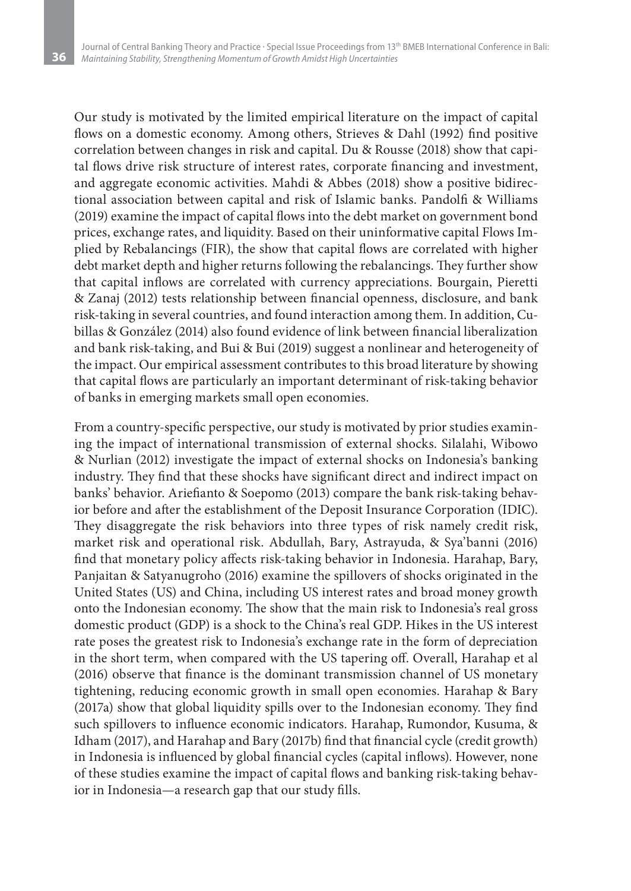Our study is motivated by the limited empirical literature on the impact of capital flows on a domestic economy. Among others, Strieves & Dahl (1992) find positive correlation between changes in risk and capital. Du & Rousse (2018) show that capital flows drive risk structure of interest rates, corporate financing and investment, and aggregate economic activities. Mahdi & Abbes (2018) show a positive bidirectional association between capital and risk of Islamic banks. Pandolfi & Williams (2019) examine the impact of capital flows into the debt market on government bond prices, exchange rates, and liquidity. Based on their uninformative capital Flows Implied by Rebalancings (FIR), the show that capital flows are correlated with higher debt market depth and higher returns following the rebalancings. They further show that capital inflows are correlated with currency appreciations. Bourgain, Pieretti & Zanaj (2012) tests relationship between financial openness, disclosure, and bank risk-taking in several countries, and found interaction among them. In addition, Cubillas & González (2014) also found evidence of link between financial liberalization and bank risk-taking, and Bui & Bui (2019) suggest a nonlinear and heterogeneity of the impact. Our empirical assessment contributes to this broad literature by showing that capital flows are particularly an important determinant of risk-taking behavior of banks in emerging markets small open economies.

From a country-specific perspective, our study is motivated by prior studies examining the impact of international transmission of external shocks. Silalahi, Wibowo & Nurlian (2012) investigate the impact of external shocks on Indonesia's banking industry. They find that these shocks have significant direct and indirect impact on banks' behavior. Ariefianto & Soepomo (2013) compare the bank risk-taking behavior before and after the establishment of the Deposit Insurance Corporation (IDIC). They disaggregate the risk behaviors into three types of risk namely credit risk, market risk and operational risk. Abdullah, Bary, Astrayuda, & Sya'banni (2016) find that monetary policy affects risk-taking behavior in Indonesia. Harahap, Bary, Panjaitan & Satyanugroho (2016) examine the spillovers of shocks originated in the United States (US) and China, including US interest rates and broad money growth onto the Indonesian economy. The show that the main risk to Indonesia's real gross domestic product (GDP) is a shock to the China's real GDP. Hikes in the US interest rate poses the greatest risk to Indonesia's exchange rate in the form of depreciation in the short term, when compared with the US tapering off. Overall, Harahap et al (2016) observe that finance is the dominant transmission channel of US monetary tightening, reducing economic growth in small open economies. Harahap & Bary (2017a) show that global liquidity spills over to the Indonesian economy. They find such spillovers to influence economic indicators. Harahap, Rumondor, Kusuma, & Idham (2017), and Harahap and Bary (2017b) find that financial cycle (credit growth) in Indonesia is influenced by global financial cycles (capital inflows). However, none of these studies examine the impact of capital flows and banking risk-taking behavior in Indonesia—a research gap that our study fills.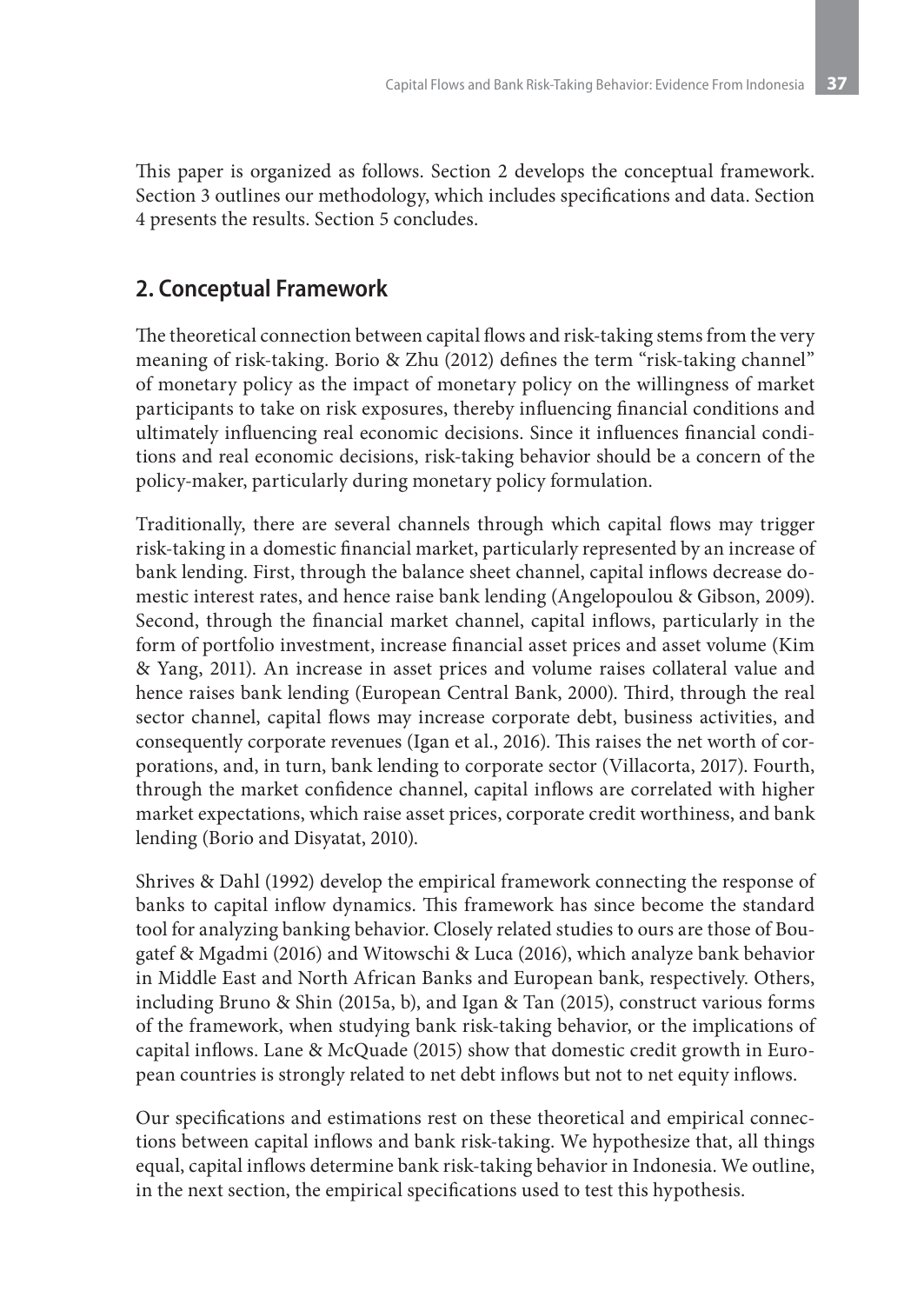This paper is organized as follows. Section 2 develops the conceptual framework. Section 3 outlines our methodology, which includes specifications and data. Section 4 presents the results. Section 5 concludes.

## 2. Conceptual Framework

The theoretical connection between capital flows and risk-taking stems from the very meaning of risk-taking. Borio & Zhu (2012) defines the term "risk-taking channel" of monetary policy as the impact of monetary policy on the willingness of market participants to take on risk exposures, thereby influencing financial conditions and ultimately influencing real economic decisions. Since it influences financial conditions and real economic decisions, risk-taking behavior should be a concern of the policy-maker, particularly during monetary policy formulation.

Traditionally, there are several channels through which capital flows may trigger risk-taking in a domestic financial market, particularly represented by an increase of bank lending. First, through the balance sheet channel, capital inflows decrease domestic interest rates, and hence raise bank lending (Angelopoulou & Gibson, 2009). Second, through the financial market channel, capital inflows, particularly in the form of portfolio investment, increase financial asset prices and asset volume (Kim & Yang, 2011). An increase in asset prices and volume raises collateral value and hence raises bank lending (European Central Bank, 2000). Third, through the real sector channel, capital flows may increase corporate debt, business activities, and consequently corporate revenues (Igan et al., 2016). This raises the net worth of corporations, and, in turn, bank lending to corporate sector (Villacorta, 2017). Fourth, through the market confidence channel, capital inflows are correlated with higher market expectations, which raise asset prices, corporate credit worthiness, and bank lending (Borio and Disyatat, 2010).

Shrives & Dahl (1992) develop the empirical framework connecting the response of banks to capital inflow dynamics. This framework has since become the standard tool for analyzing banking behavior. Closely related studies to ours are those of Bougatef & Mgadmi (2016) and Witowschi & Luca (2016), which analyze bank behavior in Middle East and North African Banks and European bank, respectively. Others, including Bruno & Shin (2015a, b), and Igan & Tan (2015), construct various forms of the framework, when studying bank risk-taking behavior, or the implications of capital inflows. Lane & McQuade (2015) show that domestic credit growth in European countries is strongly related to net debt inflows but not to net equity inflows.

Our specifications and estimations rest on these theoretical and empirical connections between capital inflows and bank risk-taking. We hypothesize that, all things equal, capital inflows determine bank risk-taking behavior in Indonesia. We outline, in the next section, the empirical specifications used to test this hypothesis.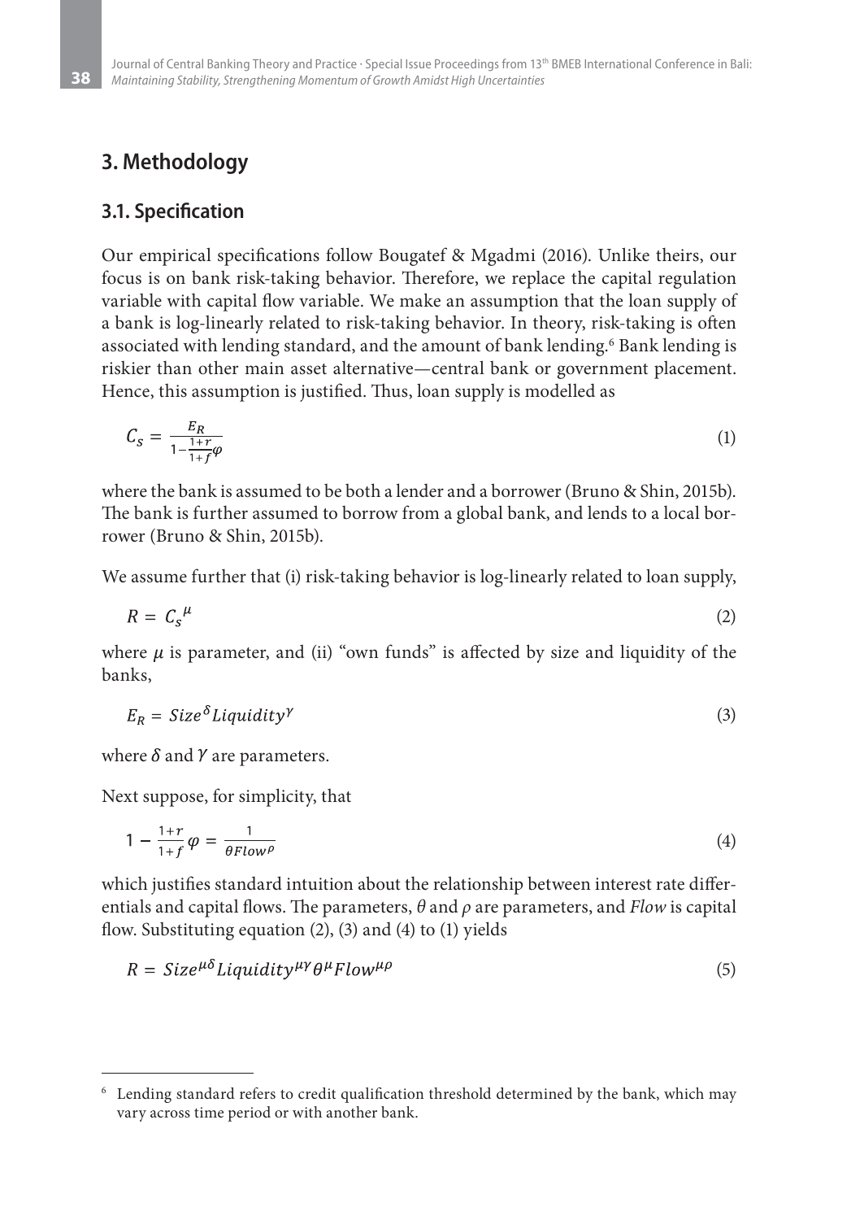## 3. Methodology

### 3.1. Specification

Our empirical specifications follow Bougatef & Mgadmi (2016). Unlike theirs, our focus is on bank risk-taking behavior. Therefore, we replace the capital regulation variable with capital flow variable. We make an assumption that the loan supply of a bank is log-linearly related to risk-taking behavior. In theory, risk-taking is often associated with lending standard, and the amount of bank lending.[6] Bank lending is riskier than other main asset alternative—central bank or government placement. Hence, this assumption is justified. Thus, loan supply is modelled as

$$C_s = \frac{E_R}{1 - \frac{1+r}{1+f}\varphi} \tag{1}$$

where the bank is assumed to be both a lender and a borrower (Bruno & Shin, 2015b). The bank is further assumed to borrow from a global bank, and lends to a local borrower (Bruno & Shin, 2015b).

We assume further that (i) risk-taking behavior is log-linearly related to loan supply,

$$R = {C_s}^{\mu} \tag{2}$$

where $\mu$ is parameter, and (ii) "own funds" is affected by size and liquidity of the banks,

$$E_R = Size^{\delta} Liquidity^{\gamma} \tag{3}$$

where $\delta$ and $\gamma$ are parameters.

Next suppose, for simplicity, that

$$1 - \frac{1+r}{1+f}\varphi = \frac{1}{\theta Flow^{\rho}} \tag{4}$$

which justifies standard intuition about the relationship between interest rate differentials and capital flows. The parameters, $\theta$ and $\rho$ are parameters, and *Flow* is capital flow. Substituting equation (2), (3) and (4) to (1) yields

$$R = Size^{\mu\delta} Liquidity^{\mu\gamma} \theta^{\mu} Flow^{\mu\rho} \tag{5}$$

[6] Lending standard refers to credit qualification threshold determined by the bank, which may vary across time period or with another bank.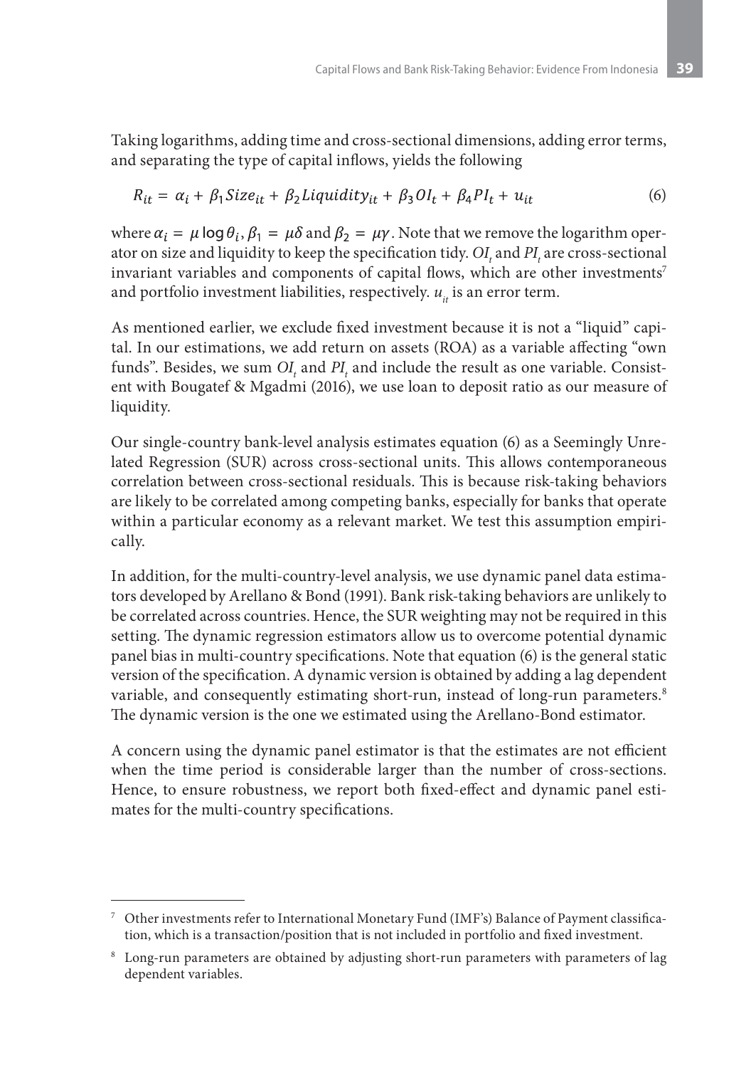Taking logarithms, adding time and cross-sectional dimensions, adding error terms, and separating the type of capital inflows, yields the following

$$R_{it} = \alpha_i + \beta_1 Size_{it} + \beta_2 Liquidity_{it} + \beta_3 OI_t + \beta_4 PI_t + u_{it} \tag{6}$$

where $\alpha_i = \mu \log \theta_i$, $\beta_1 = \mu\delta$ and $\beta_2 = \mu\gamma$. Note that we remove the logarithm operator on size and liquidity to keep the specification tidy. $OI_t$ and $PI_t$ are cross-sectional invariant variables and components of capital flows, which are other investments[7] and portfolio investment liabilities, respectively. $u_{it}$ is an error term.

As mentioned earlier, we exclude fixed investment because it is not a "liquid" capital. In our estimations, we add return on assets (ROA) as a variable affecting "own funds". Besides, we sum $OI_t$ and $PI_t$ and include the result as one variable. Consistent with Bougatef & Mgadmi (2016), we use loan to deposit ratio as our measure of liquidity.

Our single-country bank-level analysis estimates equation (6) as a Seemingly Unrelated Regression (SUR) across cross-sectional units. This allows contemporaneous correlation between cross-sectional residuals. This is because risk-taking behaviors are likely to be correlated among competing banks, especially for banks that operate within a particular economy as a relevant market. We test this assumption empirically.

In addition, for the multi-country-level analysis, we use dynamic panel data estimators developed by Arellano & Bond (1991). Bank risk-taking behaviors are unlikely to be correlated across countries. Hence, the SUR weighting may not be required in this setting. The dynamic regression estimators allow us to overcome potential dynamic panel bias in multi-country specifications. Note that equation (6) is the general static version of the specification. A dynamic version is obtained by adding a lag dependent variable, and consequently estimating short-run, instead of long-run parameters.[8] The dynamic version is the one we estimated using the Arellano-Bond estimator.

A concern using the dynamic panel estimator is that the estimates are not efficient when the time period is considerable larger than the number of cross-sections. Hence, to ensure robustness, we report both fixed-effect and dynamic panel estimates for the multi-country specifications.

---

[7] Other investments refer to International Monetary Fund (IMF's) Balance of Payment classification, which is a transaction/position that is not included in portfolio and fixed investment.

[8] Long-run parameters are obtained by adjusting short-run parameters with parameters of lag dependent variables.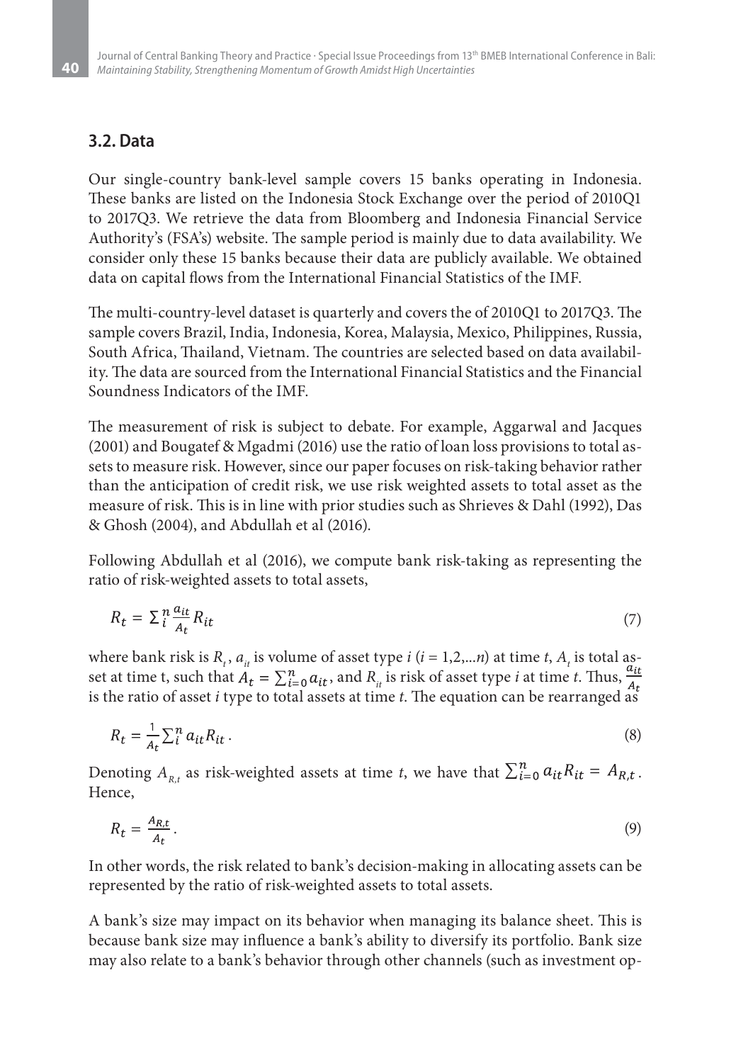## 3.2. Data

Our single-country bank-level sample covers 15 banks operating in Indonesia. These banks are listed on the Indonesia Stock Exchange over the period of 2010Q1 to 2017Q3. We retrieve the data from Bloomberg and Indonesia Financial Service Authority's (FSA's) website. The sample period is mainly due to data availability. We consider only these 15 banks because their data are publicly available. We obtained data on capital flows from the International Financial Statistics of the IMF.

The multi-country-level dataset is quarterly and covers the of 2010Q1 to 2017Q3. The sample covers Brazil, India, Indonesia, Korea, Malaysia, Mexico, Philippines, Russia, South Africa, Thailand, Vietnam. The countries are selected based on data availability. The data are sourced from the International Financial Statistics and the Financial Soundness Indicators of the IMF.

The measurement of risk is subject to debate. For example, Aggarwal and Jacques (2001) and Bougatef & Mgadmi (2016) use the ratio of loan loss provisions to total assets to measure risk. However, since our paper focuses on risk-taking behavior rather than the anticipation of credit risk, we use risk weighted assets to total asset as the measure of risk. This is in line with prior studies such as Shrieves & Dahl (1992), Das & Ghosh (2004), and Abdullah et al (2016).

Following Abdullah et al (2016), we compute bank risk-taking as representing the ratio of risk-weighted assets to total assets,

$$R_t = \Sigma_i^n \frac{a_{it}}{A_t} R_{it} \tag{7}$$

where bank risk is $R_t$, $a_{it}$ is volume of asset type $i$ ($i = 1,2,...n$) at time $t$, $A_t$ is total asset at time t, such that $A_t = \sum_{i=0}^{n} a_{it}$, and $R_{it}$ is risk of asset type $i$ at time $t$. Thus, $\frac{a_{it}}{A_t}$ is the ratio of asset $i$ type to total assets at time $t$. The equation can be rearranged as

$$R_t = \frac{1}{A_t} \sum_i^n a_{it} R_{it} \, . \tag{8}$$

Denoting $A_{R,t}$ as risk-weighted assets at time $t$, we have that $\sum_{i=0}^{n} a_{it} R_{it} = A_{R,t}$. Hence,

$$R_t = \frac{A_{R,t}}{A_t} \, . \tag{9}$$

In other words, the risk related to bank's decision-making in allocating assets can be represented by the ratio of risk-weighted assets to total assets.

A bank's size may impact on its behavior when managing its balance sheet. This is because bank size may influence a bank's ability to diversify its portfolio. Bank size may also relate to a bank's behavior through other channels (such as investment op-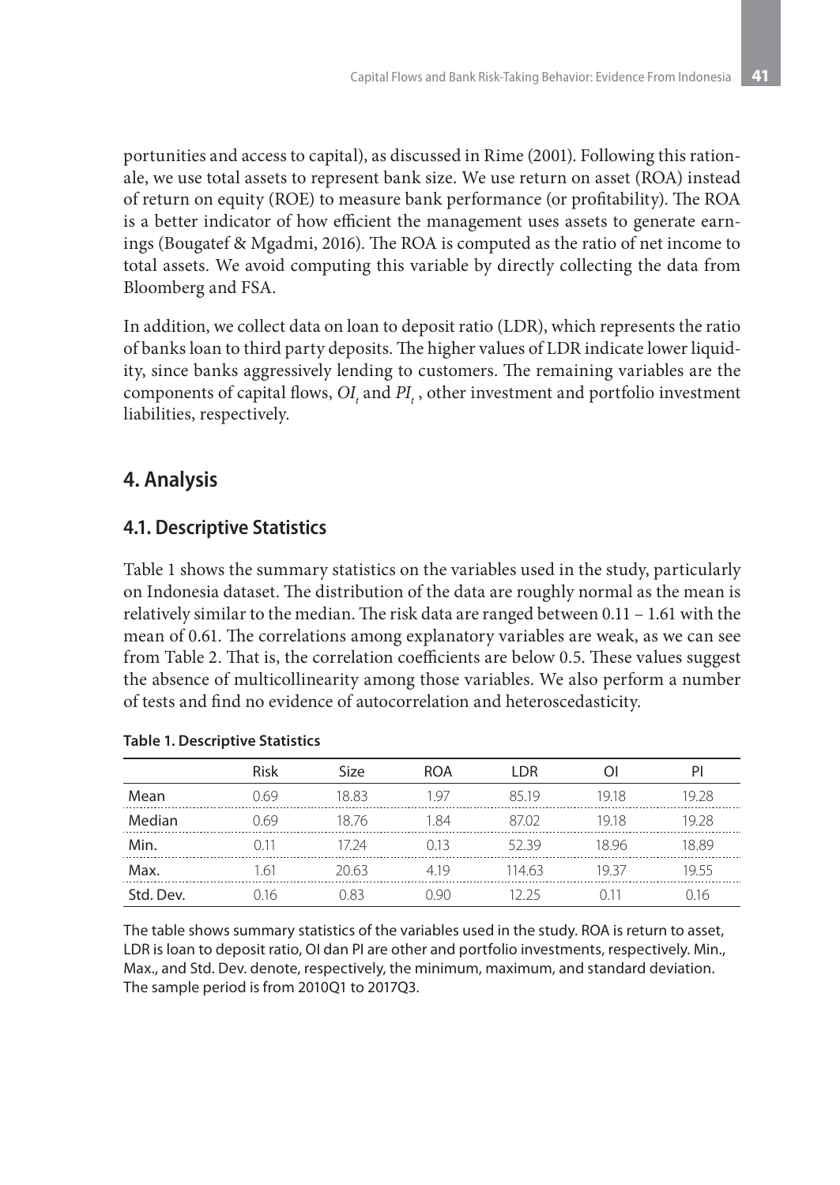portunities and access to capital), as discussed in Rime (2001). Following this rationale, we use total assets to represent bank size. We use return on asset (ROA) instead of return on equity (ROE) to measure bank performance (or profitability). The ROA is a better indicator of how efficient the management uses assets to generate earnings (Bougatef & Mgadmi, 2016). The ROA is computed as the ratio of net income to total assets. We avoid computing this variable by directly collecting the data from Bloomberg and FSA.

In addition, we collect data on loan to deposit ratio (LDR), which represents the ratio of banks loan to third party deposits. The higher values of LDR indicate lower liquidity, since banks aggressively lending to customers. The remaining variables are the components of capital flows, $OI_t$ and $PI_t$ , other investment and portfolio investment liabilities, respectively.

## 4. Analysis

### 4.1. Descriptive Statistics

Table 1 shows the summary statistics on the variables used in the study, particularly on Indonesia dataset. The distribution of the data are roughly normal as the mean is relatively similar to the median. The risk data are ranged between 0.11 – 1.61 with the mean of 0.61. The correlations among explanatory variables are weak, as we can see from Table 2. That is, the correlation coefficients are below 0.5. These values suggest the absence of multicollinearity among those variables. We also perform a number of tests and find no evidence of autocorrelation and heteroscedasticity.

**Table 1. Descriptive Statistics**

| | Risk | Size | ROA | LDR | OI | PI |
|---|---|---|---|---|---|---|
| Mean | 0.69 | 18.83 | 1.97 | 85.19 | 19.18 | 19.28 |
| Median | 0.69 | 18.76 | 1.84 | 87.02 | 19.18 | 19.28 |
| Min. | 0.11 | 17.24 | 0.13 | 52.39 | 18.96 | 18.89 |
| Max. | 1.61 | 20.63 | 4.19 | 114.63 | 19.37 | 19.55 |
| Std. Dev. | 0.16 | 0.83 | 0.90 | 12.25 | 0.11 | 0.16 |

The table shows summary statistics of the variables used in the study. ROA is return to asset, LDR is loan to deposit ratio, OI dan PI are other and portfolio investments, respectively. Min., Max., and Std. Dev. denote, respectively, the minimum, maximum, and standard deviation. The sample period is from 2010Q1 to 2017Q3.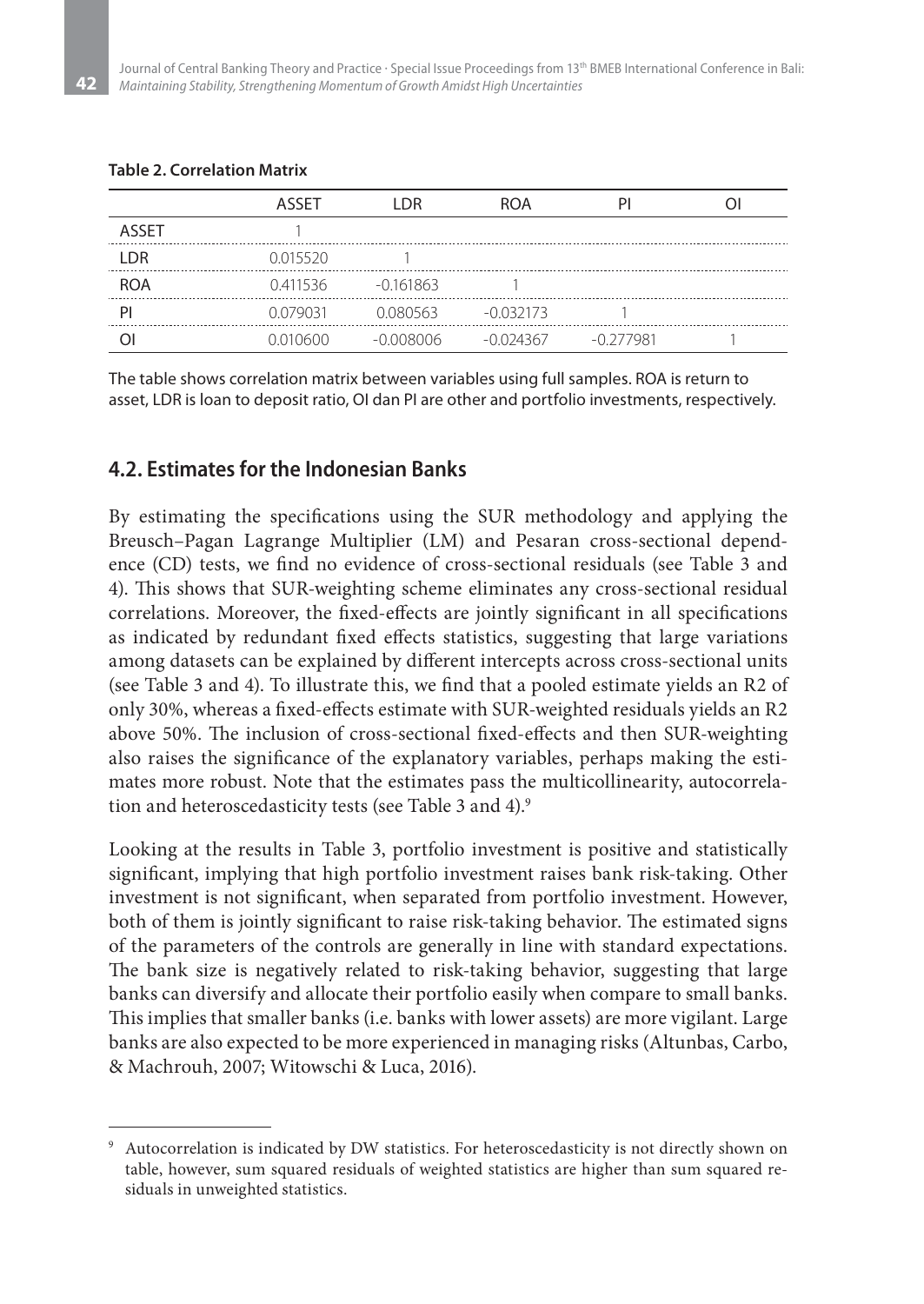**Table 2. Correlation Matrix**

| | ASSET | LDR | ROA | PI | OI |
|---|---|---|---|---|---|
| ASSET | 1 | | | | |
| LDR | 0.015520 | 1 | | | |
| ROA | 0.411536 | -0.161863 | 1 | | |
| PI | 0.079031 | 0.080563 | -0.032173 | 1 | |
| OI | 0.010600 | -0.008006 | -0.024367 | -0.277981 | 1 |

The table shows correlation matrix between variables using full samples. ROA is return to asset, LDR is loan to deposit ratio, OI dan PI are other and portfolio investments, respectively.

## 4.2. Estimates for the Indonesian Banks

By estimating the specifications using the SUR methodology and applying the Breusch–Pagan Lagrange Multiplier (LM) and Pesaran cross-sectional dependence (CD) tests, we find no evidence of cross-sectional residuals (see Table 3 and 4). This shows that SUR-weighting scheme eliminates any cross-sectional residual correlations. Moreover, the fixed-effects are jointly significant in all specifications as indicated by redundant fixed effects statistics, suggesting that large variations among datasets can be explained by different intercepts across cross-sectional units (see Table 3 and 4). To illustrate this, we find that a pooled estimate yields an R2 of only 30%, whereas a fixed-effects estimate with SUR-weighted residuals yields an R2 above 50%. The inclusion of cross-sectional fixed-effects and then SUR-weighting also raises the significance of the explanatory variables, perhaps making the estimates more robust. Note that the estimates pass the multicollinearity, autocorrelation and heteroscedasticity tests (see Table 3 and 4).[9]

Looking at the results in Table 3, portfolio investment is positive and statistically significant, implying that high portfolio investment raises bank risk-taking. Other investment is not significant, when separated from portfolio investment. However, both of them is jointly significant to raise risk-taking behavior. The estimated signs of the parameters of the controls are generally in line with standard expectations. The bank size is negatively related to risk-taking behavior, suggesting that large banks can diversify and allocate their portfolio easily when compare to small banks. This implies that smaller banks (i.e. banks with lower assets) are more vigilant. Large banks are also expected to be more experienced in managing risks (Altunbas, Carbo, & Machrouh, 2007; Witowschi & Luca, 2016).

[9] Autocorrelation is indicated by DW statistics. For heteroscedasticity is not directly shown on table, however, sum squared residuals of weighted statistics are higher than sum squared residuals in unweighted statistics.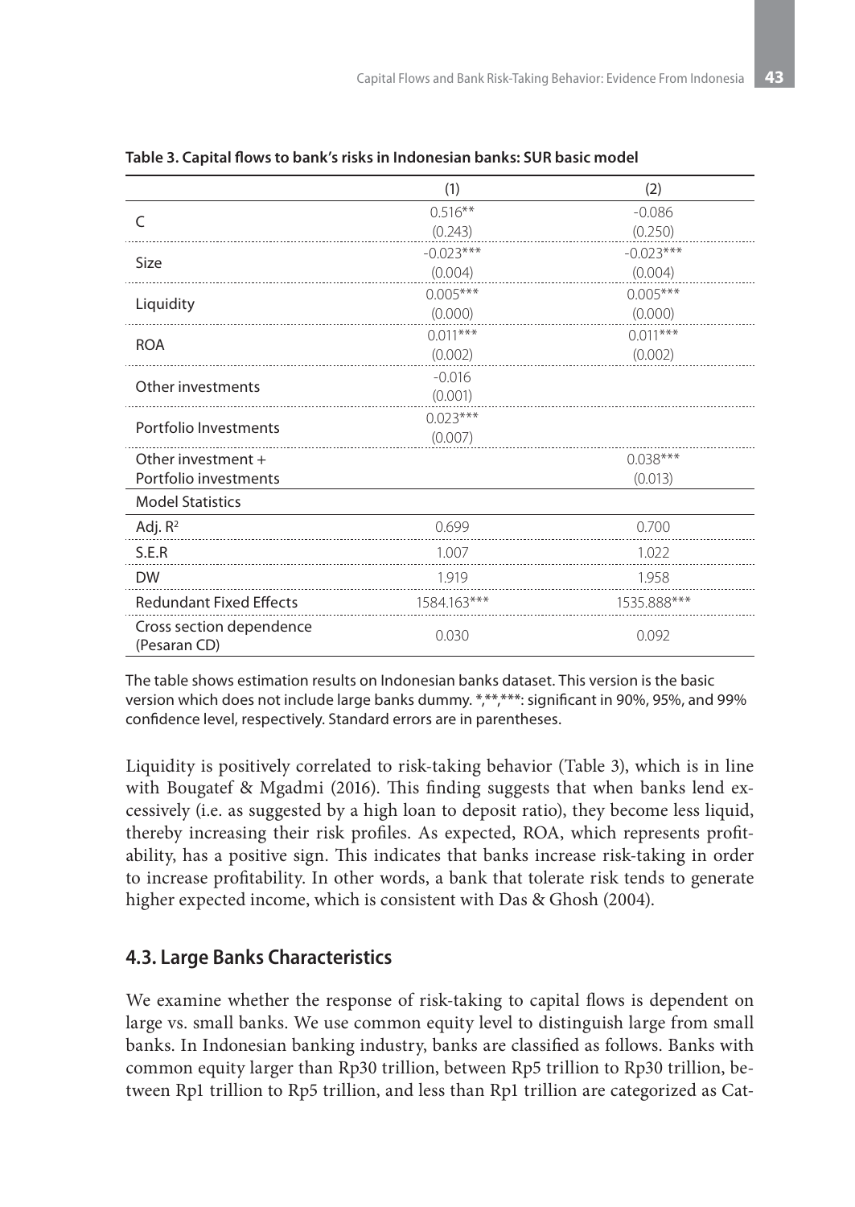**Table 3. Capital flows to bank's risks in Indonesian banks: SUR basic model**

| | (1) | (2) |
|---|---|---|
| C | 0.516** | -0.086 |
| | (0.243) | (0.250) |
| Size | -0.023*** | -0.023*** |
| | (0.004) | (0.004) |
| Liquidity | 0.005*** | 0.005*** |
| | (0.000) | (0.000) |
| ROA | 0.011*** | 0.011*** |
| | (0.002) | (0.002) |
| Other investments | -0.016 | |
| | (0.001) | |
| Portfolio Investments | 0.023*** | |
| | (0.007) | |
| Other investment + Portfolio investments | | 0.038*** |
| | | (0.013) |
| Model Statistics | | |
| Adj. $R^2$ | 0.699 | 0.700 |
| S.E.R | 1.007 | 1.022 |
| DW | 1.919 | 1.958 |
| Redundant Fixed Effects | 1584.163*** | 1535.888*** |
| Cross section dependence (Pesaran CD) | 0.030 | 0.092 |

The table shows estimation results on Indonesian banks dataset. This version is the basic version which does not include large banks dummy. *,**,***: significant in 90%, 95%, and 99% confidence level, respectively. Standard errors are in parentheses.

Liquidity is positively correlated to risk-taking behavior (Table 3), which is in line with Bougatef & Mgadmi (2016). This finding suggests that when banks lend excessively (i.e. as suggested by a high loan to deposit ratio), they become less liquid, thereby increasing their risk profiles. As expected, ROA, which represents profitability, has a positive sign. This indicates that banks increase risk-taking in order to increase profitability. In other words, a bank that tolerate risk tends to generate higher expected income, which is consistent with Das & Ghosh (2004).

## 4.3. Large Banks Characteristics

We examine whether the response of risk-taking to capital flows is dependent on large vs. small banks. We use common equity level to distinguish large from small banks. In Indonesian banking industry, banks are classified as follows. Banks with common equity larger than Rp30 trillion, between Rp5 trillion to Rp30 trillion, between Rp1 trillion to Rp5 trillion, and less than Rp1 trillion are categorized as Cat-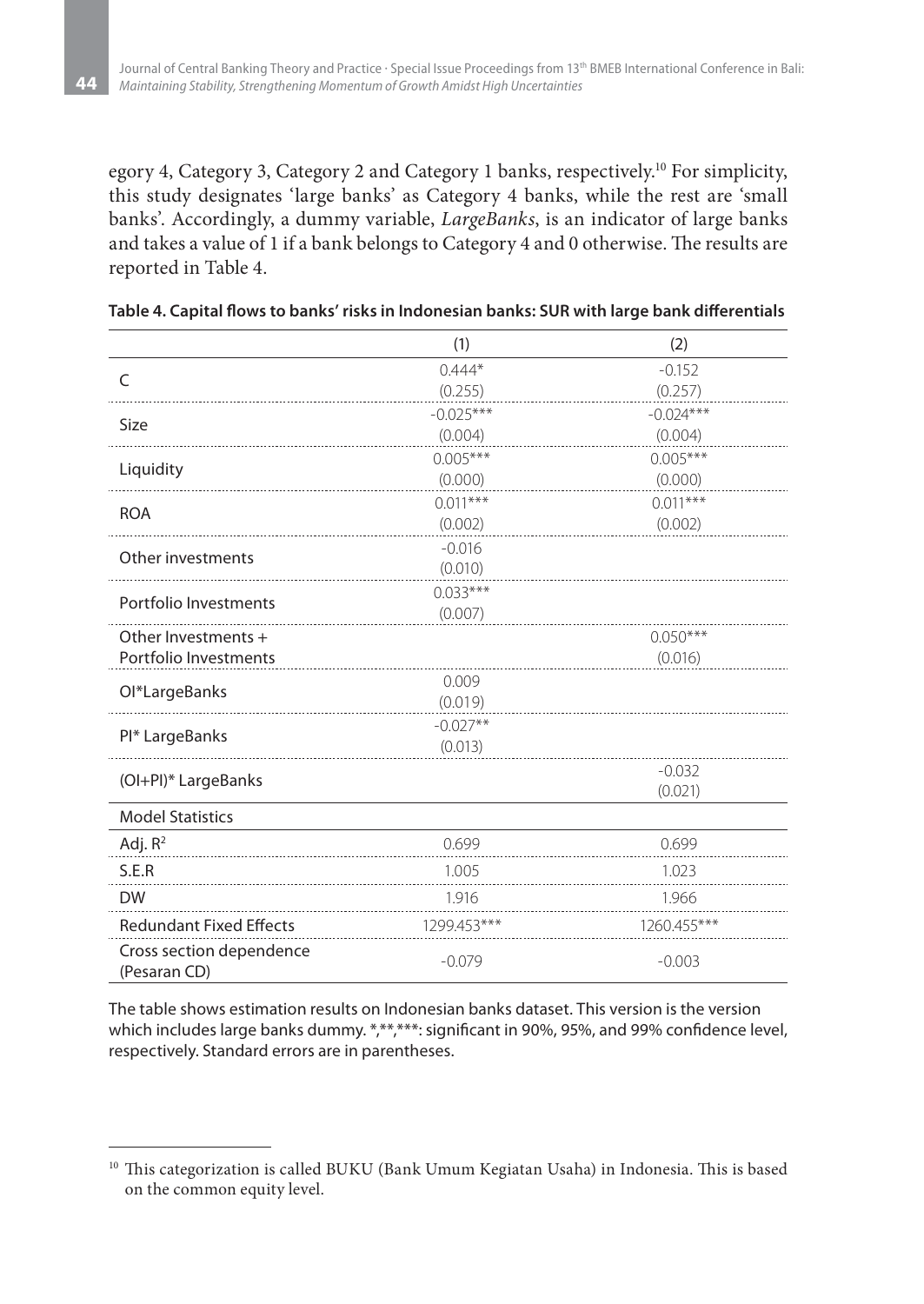egory 4, Category 3, Category 2 and Category 1 banks, respectively.[10] For simplicity, this study designates 'large banks' as Category 4 banks, while the rest are 'small banks'. Accordingly, a dummy variable, *LargeBanks*, is an indicator of large banks and takes a value of 1 if a bank belongs to Category 4 and 0 otherwise. The results are reported in Table 4.

**Table 4. Capital flows to banks' risks in Indonesian banks: SUR with large bank differentials**

| | (1) | (2) |
|---|---|---|
| C | 0.444*<br>(0.255) | -0.152<br>(0.257) |
| Size | -0.025***<br>(0.004) | -0.024***<br>(0.004) |
| Liquidity | 0.005***<br>(0.000) | 0.005***<br>(0.000) |
| ROA | 0.011***<br>(0.002) | 0.011***<br>(0.002) |
| Other investments | -0.016<br>(0.010) | |
| Portfolio Investments | 0.033***<br>(0.007) | |
| Other Investments + Portfolio Investments | | 0.050***<br>(0.016) |
| OI*LargeBanks | 0.009<br>(0.019) | |
| PI* LargeBanks | -0.027**<br>(0.013) | |
| (OI+PI)* LargeBanks | | -0.032<br>(0.021) |
| **Model Statistics** | | |
| Adj. $R^2$ | 0.699 | 0.699 |
| S.E.R | 1.005 | 1.023 |
| DW | 1.916 | 1.966 |
| Redundant Fixed Effects | 1299.453*** | 1260.455*** |
| Cross section dependence (Pesaran CD) | -0.079 | -0.003 |

The table shows estimation results on Indonesian banks dataset. This version is the version which includes large banks dummy. *,**,***: significant in 90%, 95%, and 99% confidence level, respectively. Standard errors are in parentheses.

[10] This categorization is called BUKU (Bank Umum Kegiatan Usaha) in Indonesia. This is based on the common equity level.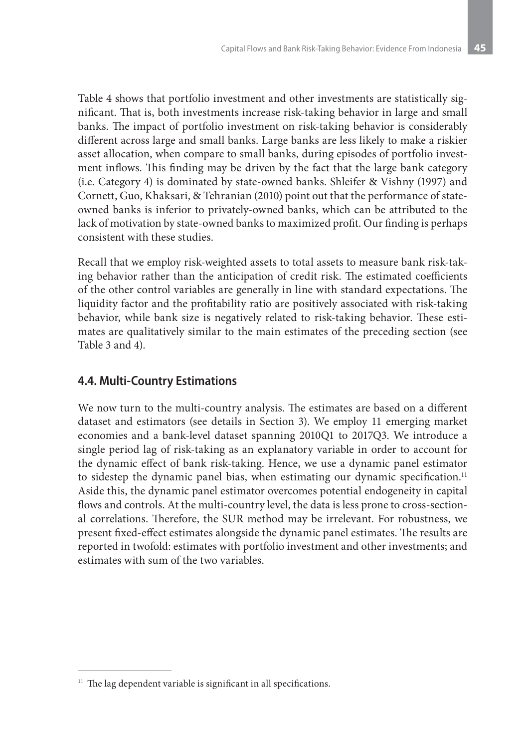Table 4 shows that portfolio investment and other investments are statistically significant. That is, both investments increase risk-taking behavior in large and small banks. The impact of portfolio investment on risk-taking behavior is considerably different across large and small banks. Large banks are less likely to make a riskier asset allocation, when compare to small banks, during episodes of portfolio investment inflows. This finding may be driven by the fact that the large bank category (i.e. Category 4) is dominated by state-owned banks. Shleifer & Vishny (1997) and Cornett, Guo, Khaksari, & Tehranian (2010) point out that the performance of state-owned banks is inferior to privately-owned banks, which can be attributed to the lack of motivation by state-owned banks to maximized profit. Our finding is perhaps consistent with these studies.

Recall that we employ risk-weighted assets to total assets to measure bank risk-taking behavior rather than the anticipation of credit risk. The estimated coefficients of the other control variables are generally in line with standard expectations. The liquidity factor and the profitability ratio are positively associated with risk-taking behavior, while bank size is negatively related to risk-taking behavior. These estimates are qualitatively similar to the main estimates of the preceding section (see Table 3 and 4).

## 4.4. Multi-Country Estimations

We now turn to the multi-country analysis. The estimates are based on a different dataset and estimators (see details in Section 3). We employ 11 emerging market economies and a bank-level dataset spanning 2010Q1 to 2017Q3. We introduce a single period lag of risk-taking as an explanatory variable in order to account for the dynamic effect of bank risk-taking. Hence, we use a dynamic panel estimator to sidestep the dynamic panel bias, when estimating our dynamic specification.[11] Aside this, the dynamic panel estimator overcomes potential endogeneity in capital flows and controls. At the multi-country level, the data is less prone to cross-sectional correlations. Therefore, the SUR method may be irrelevant. For robustness, we present fixed-effect estimates alongside the dynamic panel estimates. The results are reported in twofold: estimates with portfolio investment and other investments; and estimates with sum of the two variables.

[11] The lag dependent variable is significant in all specifications.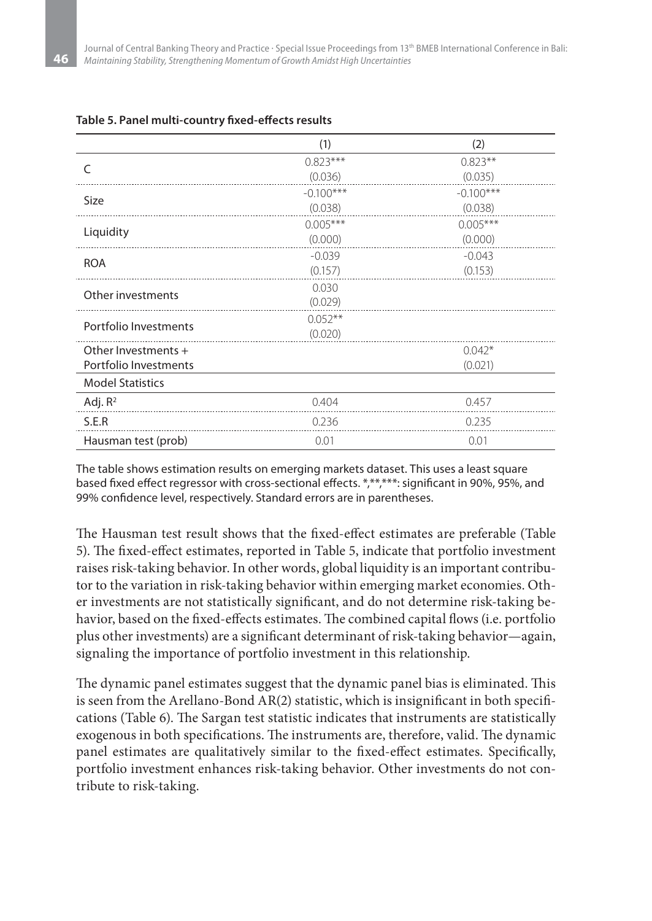**Table 5. Panel multi-country fixed-effects results**

| | (1) | (2) |
|---|---|---|
| C | 0.823*** | 0.823** |
| | (0.036) | (0.035) |
| Size | -0.100*** | -0.100*** |
| | (0.038) | (0.038) |
| Liquidity | 0.005*** | 0.005*** |
| | (0.000) | (0.000) |
| ROA | -0.039 | -0.043 |
| | (0.157) | (0.153) |
| Other investments | 0.030 | |
| | (0.029) | |
| Portfolio Investments | 0.052** | |
| | (0.020) | |
| Other Investments + Portfolio Investments | | 0.042* |
| | | (0.021) |
| Model Statistics | | |
| Adj. $R^2$ | 0.404 | 0.457 |
| S.E.R | 0.236 | 0.235 |
| Hausman test (prob) | 0.01 | 0.01 |

The table shows estimation results on emerging markets dataset. This uses a least square based fixed effect regressor with cross-sectional effects. *,**,***: significant in 90%, 95%, and 99% confidence level, respectively. Standard errors are in parentheses.

The Hausman test result shows that the fixed-effect estimates are preferable (Table 5). The fixed-effect estimates, reported in Table 5, indicate that portfolio investment raises risk-taking behavior. In other words, global liquidity is an important contributor to the variation in risk-taking behavior within emerging market economies. Other investments are not statistically significant, and do not determine risk-taking behavior, based on the fixed-effects estimates. The combined capital flows (i.e. portfolio plus other investments) are a significant determinant of risk-taking behavior—again, signaling the importance of portfolio investment in this relationship.

The dynamic panel estimates suggest that the dynamic panel bias is eliminated. This is seen from the Arellano-Bond AR(2) statistic, which is insignificant in both specifications (Table 6). The Sargan test statistic indicates that instruments are statistically exogenous in both specifications. The instruments are, therefore, valid. The dynamic panel estimates are qualitatively similar to the fixed-effect estimates. Specifically, portfolio investment enhances risk-taking behavior. Other investments do not contribute to risk-taking.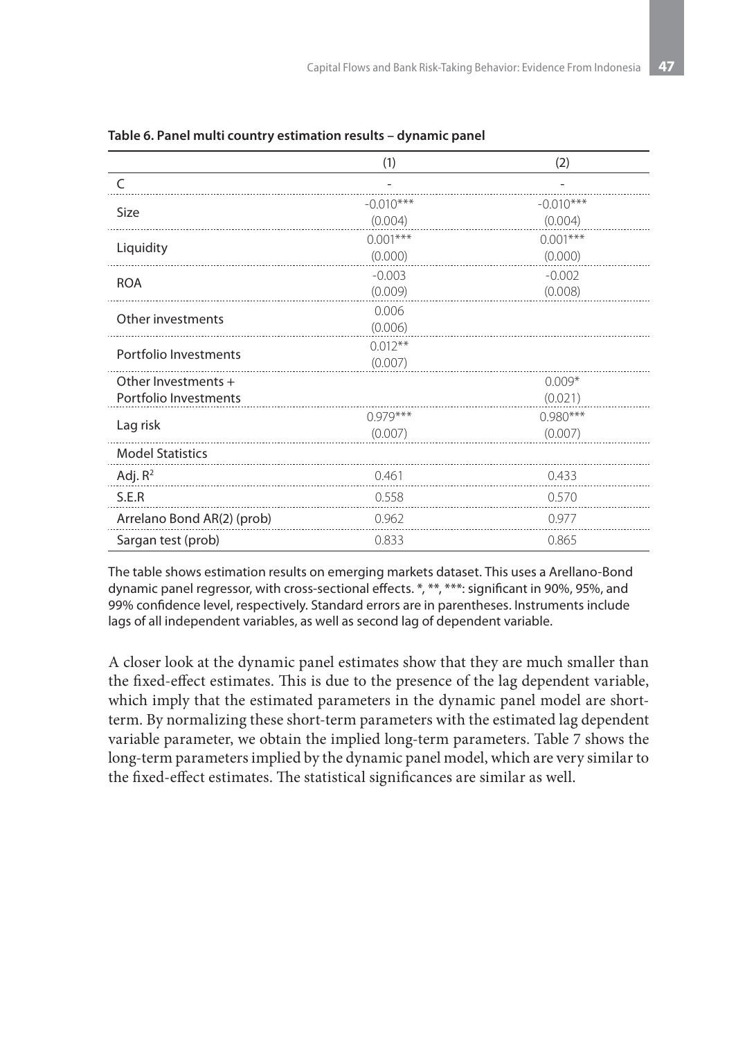**Table 6. Panel multi country estimation results – dynamic panel**

| | (1) | (2) |
|---|---|---|
| C | - | - |
| Size | -0.010*** <br> (0.004) | -0.010*** <br> (0.004) |
| Liquidity | 0.001*** <br> (0.000) | 0.001*** <br> (0.000) |
| ROA | -0.003 <br> (0.009) | -0.002 <br> (0.008) |
| Other investments | 0.006 <br> (0.006) | |
| Portfolio Investments | 0.012** <br> (0.007) | |
| Other Investments + Portfolio Investments | | 0.009* <br> (0.021) |
| Lag risk | 0.979*** <br> (0.007) | 0.980*** <br> (0.007) |
| Model Statistics | | |
| Adj. $R^2$ | 0.461 | 0.433 |
| S.E.R | 0.558 | 0.570 |
| Arrelano Bond AR(2) (prob) | 0.962 | 0.977 |
| Sargan test (prob) | 0.833 | 0.865 |

The table shows estimation results on emerging markets dataset. This uses a Arellano-Bond dynamic panel regressor, with cross-sectional effects. *, **, ***: significant in 90%, 95%, and 99% confidence level, respectively. Standard errors are in parentheses. Instruments include lags of all independent variables, as well as second lag of dependent variable.

A closer look at the dynamic panel estimates show that they are much smaller than the fixed-effect estimates. This is due to the presence of the lag dependent variable, which imply that the estimated parameters in the dynamic panel model are short-term. By normalizing these short-term parameters with the estimated lag dependent variable parameter, we obtain the implied long-term parameters. Table 7 shows the long-term parameters implied by the dynamic panel model, which are very similar to the fixed-effect estimates. The statistical significances are similar as well.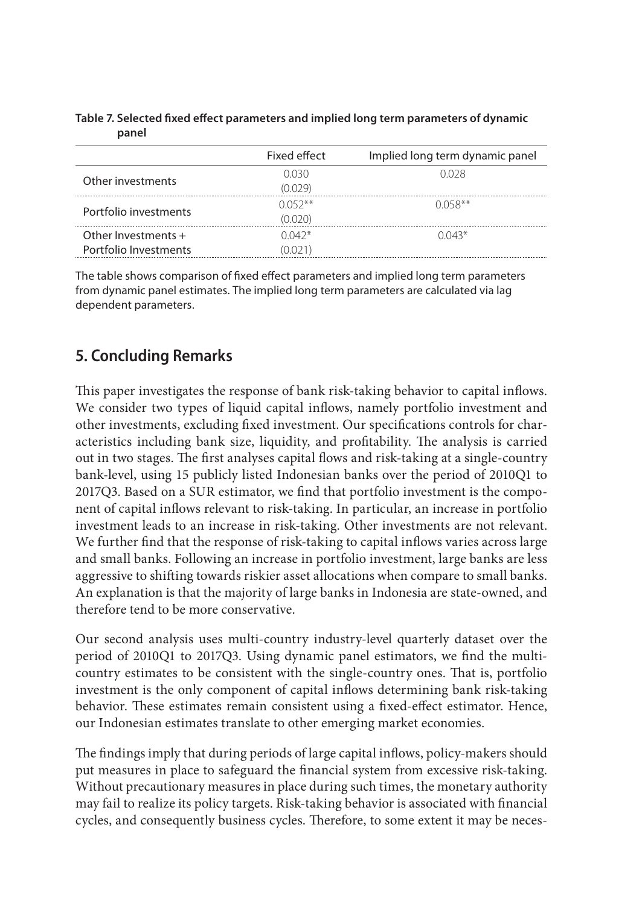**Table 7. Selected fixed effect parameters and implied long term parameters of dynamic panel**

| | Fixed effect | Implied long term dynamic panel |
|---|---|---|
| Other investments | 0.030<br>(0.029) | 0.028 |
| Portfolio investments | 0.052**<br>(0.020) | 0.058** |
| Other Investments + Portfolio Investments | 0.042*<br>(0.021) | 0.043* |

The table shows comparison of fixed effect parameters and implied long term parameters from dynamic panel estimates. The implied long term parameters are calculated via lag dependent parameters.

## 5. Concluding Remarks

This paper investigates the response of bank risk-taking behavior to capital inflows. We consider two types of liquid capital inflows, namely portfolio investment and other investments, excluding fixed investment. Our specifications controls for characteristics including bank size, liquidity, and profitability. The analysis is carried out in two stages. The first analyses capital flows and risk-taking at a single-country bank-level, using 15 publicly listed Indonesian banks over the period of 2010Q1 to 2017Q3. Based on a SUR estimator, we find that portfolio investment is the component of capital inflows relevant to risk-taking. In particular, an increase in portfolio investment leads to an increase in risk-taking. Other investments are not relevant. We further find that the response of risk-taking to capital inflows varies across large and small banks. Following an increase in portfolio investment, large banks are less aggressive to shifting towards riskier asset allocations when compare to small banks. An explanation is that the majority of large banks in Indonesia are state-owned, and therefore tend to be more conservative.

Our second analysis uses multi-country industry-level quarterly dataset over the period of 2010Q1 to 2017Q3. Using dynamic panel estimators, we find the multi-country estimates to be consistent with the single-country ones. That is, portfolio investment is the only component of capital inflows determining bank risk-taking behavior. These estimates remain consistent using a fixed-effect estimator. Hence, our Indonesian estimates translate to other emerging market economies.

The findings imply that during periods of large capital inflows, policy-makers should put measures in place to safeguard the financial system from excessive risk-taking. Without precautionary measures in place during such times, the monetary authority may fail to realize its policy targets. Risk-taking behavior is associated with financial cycles, and consequently business cycles. Therefore, to some extent it may be neces-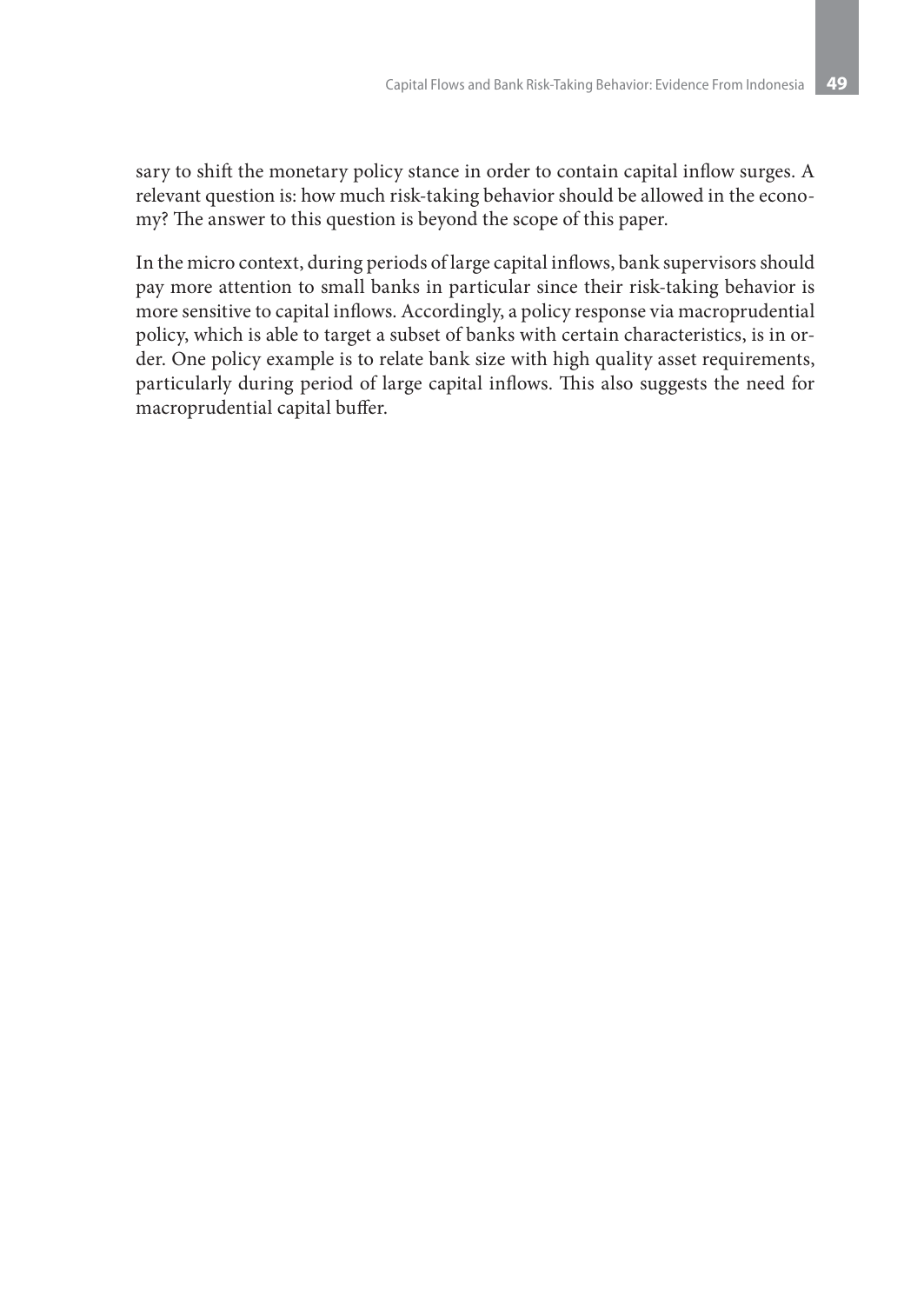sary to shift the monetary policy stance in order to contain capital inflow surges. A relevant question is: how much risk-taking behavior should be allowed in the economy? The answer to this question is beyond the scope of this paper.

In the micro context, during periods of large capital inflows, bank supervisors should pay more attention to small banks in particular since their risk-taking behavior is more sensitive to capital inflows. Accordingly, a policy response via macroprudential policy, which is able to target a subset of banks with certain characteristics, is in order. One policy example is to relate bank size with high quality asset requirements, particularly during period of large capital inflows. This also suggests the need for macroprudential capital buffer.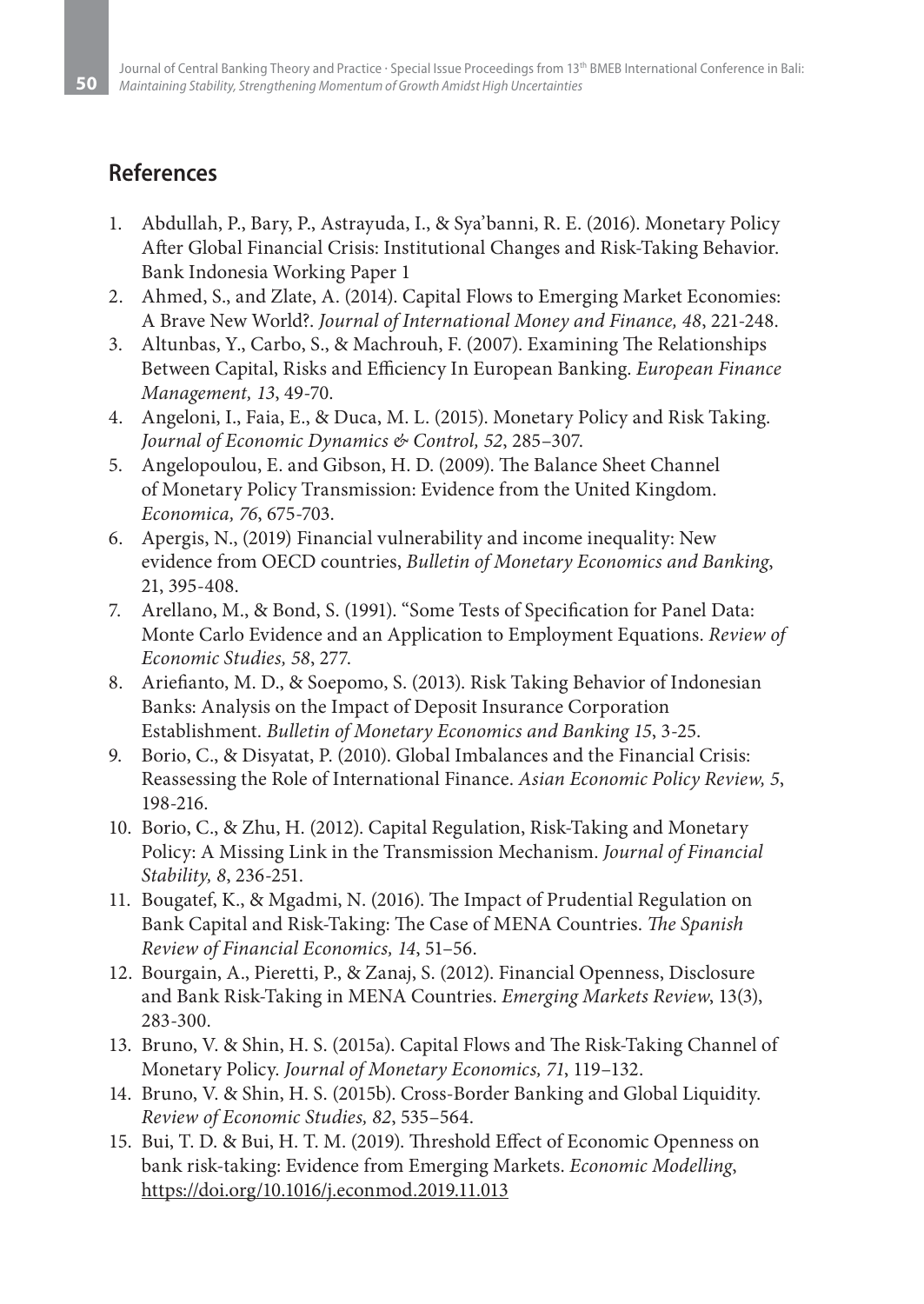## References

1. Abdullah, P., Bary, P., Astrayuda, I., & Sya'banni, R. E. (2016). Monetary Policy After Global Financial Crisis: Institutional Changes and Risk-Taking Behavior. Bank Indonesia Working Paper 1
2. Ahmed, S., and Zlate, A. (2014). Capital Flows to Emerging Market Economies: A Brave New World?. *Journal of International Money and Finance, 48*, 221-248.
3. Altunbas, Y., Carbo, S., & Machrouh, F. (2007). Examining The Relationships Between Capital, Risks and Efficiency In European Banking. *European Finance Management, 13*, 49-70.
4. Angeloni, I., Faia, E., & Duca, M. L. (2015). Monetary Policy and Risk Taking. *Journal of Economic Dynamics & Control, 52*, 285–307.
5. Angelopoulou, E. and Gibson, H. D. (2009). The Balance Sheet Channel of Monetary Policy Transmission: Evidence from the United Kingdom. *Economica, 76*, 675-703.
6. Apergis, N., (2019) Financial vulnerability and income inequality: New evidence from OECD countries, *Bulletin of Monetary Economics and Banking*, 21, 395-408.
7. Arellano, M., & Bond, S. (1991). "Some Tests of Specification for Panel Data: Monte Carlo Evidence and an Application to Employment Equations. *Review of Economic Studies, 58*, 277.
8. Ariefianto, M. D., & Soepomo, S. (2013). Risk Taking Behavior of Indonesian Banks: Analysis on the Impact of Deposit Insurance Corporation Establishment. *Bulletin of Monetary Economics and Banking 15*, 3-25.
9. Borio, C., & Disyatat, P. (2010). Global Imbalances and the Financial Crisis: Reassessing the Role of International Finance. *Asian Economic Policy Review, 5*, 198-216.
10. Borio, C., & Zhu, H. (2012). Capital Regulation, Risk-Taking and Monetary Policy: A Missing Link in the Transmission Mechanism. *Journal of Financial Stability, 8*, 236-251.
11. Bougatef, K., & Mgadmi, N. (2016). The Impact of Prudential Regulation on Bank Capital and Risk-Taking: The Case of MENA Countries. *The Spanish Review of Financial Economics, 14*, 51–56.
12. Bourgain, A., Pieretti, P., & Zanaj, S. (2012). Financial Openness, Disclosure and Bank Risk-Taking in MENA Countries. *Emerging Markets Review*, 13(3), 283-300.
13. Bruno, V. & Shin, H. S. (2015a). Capital Flows and The Risk-Taking Channel of Monetary Policy. *Journal of Monetary Economics, 71*, 119–132.
14. Bruno, V. & Shin, H. S. (2015b). Cross-Border Banking and Global Liquidity. *Review of Economic Studies, 82*, 535–564.
15. Bui, T. D. & Bui, H. T. M. (2019). Threshold Effect of Economic Openness on bank risk-taking: Evidence from Emerging Markets. *Economic Modelling*, https://doi.org/10.1016/j.econmod.2019.11.013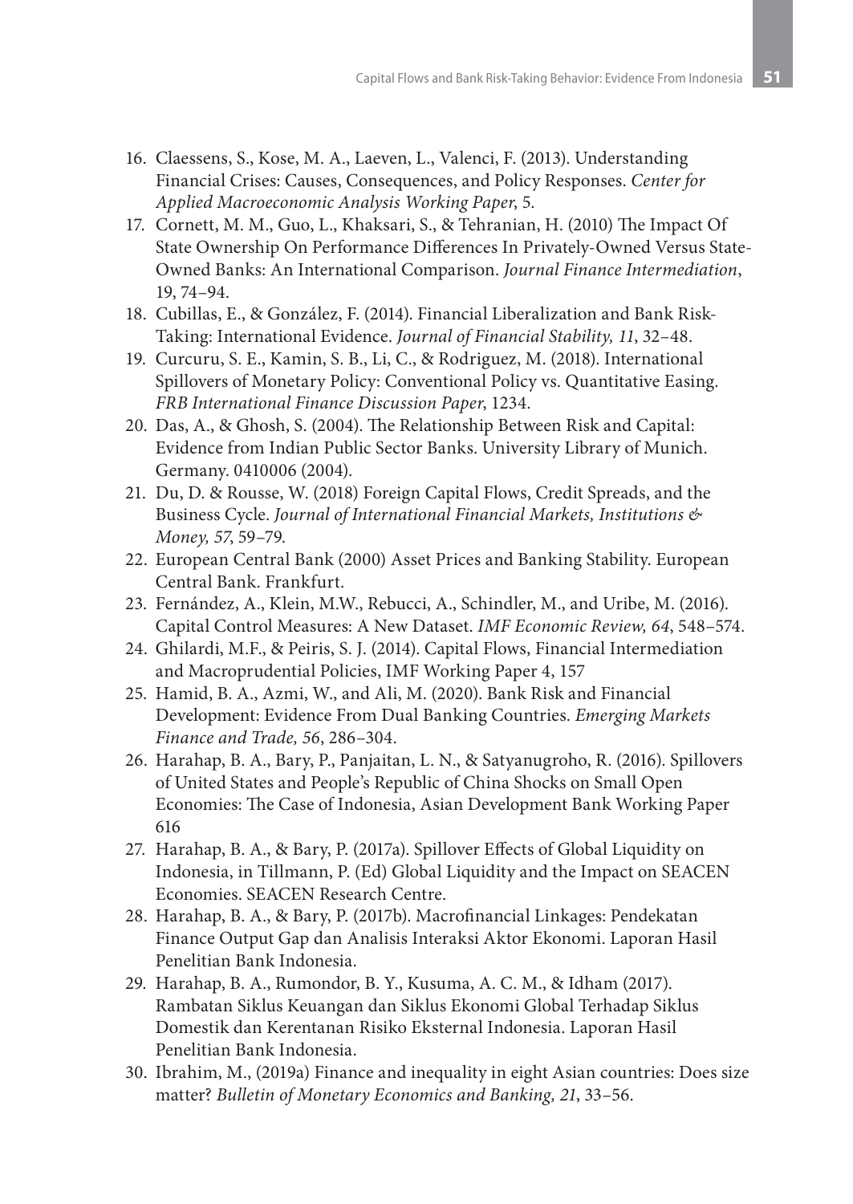16. Claessens, S., Kose, M. A., Laeven, L., Valenci, F. (2013). Understanding Financial Crises: Causes, Consequences, and Policy Responses. *Center for Applied Macroeconomic Analysis Working Paper*, 5.
17. Cornett, M. M., Guo, L., Khaksari, S., & Tehranian, H. (2010) The Impact Of State Ownership On Performance Differences In Privately-Owned Versus State-Owned Banks: An International Comparison. *Journal Finance Intermediation*, 19, 74–94.
18. Cubillas, E., & González, F. (2014). Financial Liberalization and Bank Risk-Taking: International Evidence. *Journal of Financial Stability, 11*, 32–48.
19. Curcuru, S. E., Kamin, S. B., Li, C., & Rodriguez, M. (2018). International Spillovers of Monetary Policy: Conventional Policy vs. Quantitative Easing. *FRB International Finance Discussion Paper*, 1234.
20. Das, A., & Ghosh, S. (2004). The Relationship Between Risk and Capital: Evidence from Indian Public Sector Banks. University Library of Munich. Germany. 0410006 (2004).
21. Du, D. & Rousse, W. (2018) Foreign Capital Flows, Credit Spreads, and the Business Cycle. *Journal of International Financial Markets, Institutions & Money, 57*, 59–79.
22. European Central Bank (2000) Asset Prices and Banking Stability. European Central Bank. Frankfurt.
23. Fernández, A., Klein, M.W., Rebucci, A., Schindler, M., and Uribe, M. (2016). Capital Control Measures: A New Dataset. *IMF Economic Review, 64*, 548–574.
24. Ghilardi, M.F., & Peiris, S. J. (2014). Capital Flows, Financial Intermediation and Macroprudential Policies, IMF Working Paper 4, 157
25. Hamid, B. A., Azmi, W., and Ali, M. (2020). Bank Risk and Financial Development: Evidence From Dual Banking Countries. *Emerging Markets Finance and Trade, 56*, 286–304.
26. Harahap, B. A., Bary, P., Panjaitan, L. N., & Satyanugroho, R. (2016). Spillovers of United States and People's Republic of China Shocks on Small Open Economies: The Case of Indonesia, Asian Development Bank Working Paper 616
27. Harahap, B. A., & Bary, P. (2017a). Spillover Effects of Global Liquidity on Indonesia, in Tillmann, P. (Ed) Global Liquidity and the Impact on SEACEN Economies. SEACEN Research Centre.
28. Harahap, B. A., & Bary, P. (2017b). Macrofinancial Linkages: Pendekatan Finance Output Gap dan Analisis Interaksi Aktor Ekonomi. Laporan Hasil Penelitian Bank Indonesia.
29. Harahap, B. A., Rumondor, B. Y., Kusuma, A. C. M., & Idham (2017). Rambatan Siklus Keuangan dan Siklus Ekonomi Global Terhadap Siklus Domestik dan Kerentanan Risiko Eksternal Indonesia. Laporan Hasil Penelitian Bank Indonesia.
30. Ibrahim, M., (2019a) Finance and inequality in eight Asian countries: Does size matter? *Bulletin of Monetary Economics and Banking, 21*, 33–56.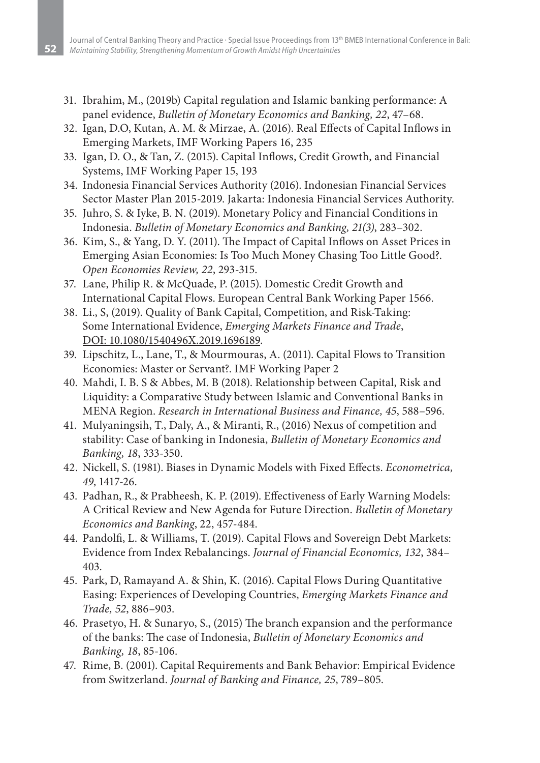31. Ibrahim, M., (2019b) Capital regulation and Islamic banking performance: A panel evidence, *Bulletin of Monetary Economics and Banking, 22*, 47–68.
32. Igan, D.O, Kutan, A. M. & Mirzae, A. (2016). Real Effects of Capital Inflows in Emerging Markets, IMF Working Papers 16, 235
33. Igan, D. O., & Tan, Z. (2015). Capital Inflows, Credit Growth, and Financial Systems, IMF Working Paper 15, 193
34. Indonesia Financial Services Authority (2016). Indonesian Financial Services Sector Master Plan 2015-2019. Jakarta: Indonesia Financial Services Authority.
35. Juhro, S. & Iyke, B. N. (2019). Monetary Policy and Financial Conditions in Indonesia. *Bulletin of Monetary Economics and Banking, 21(3)*, 283–302.
36. Kim, S., & Yang, D. Y. (2011). The Impact of Capital Inflows on Asset Prices in Emerging Asian Economies: Is Too Much Money Chasing Too Little Good?. *Open Economies Review, 22*, 293-315.
37. Lane, Philip R. & McQuade, P. (2015). Domestic Credit Growth and International Capital Flows. European Central Bank Working Paper 1566.
38. Li., S, (2019). Quality of Bank Capital, Competition, and Risk-Taking: Some International Evidence, *Emerging Markets Finance and Trade*, DOI: 10.1080/1540496X.2019.1696189.
39. Lipschitz, L., Lane, T., & Mourmouras, A. (2011). Capital Flows to Transition Economies: Master or Servant?. IMF Working Paper 2
40. Mahdi, I. B. S & Abbes, M. B (2018). Relationship between Capital, Risk and Liquidity: a Comparative Study between Islamic and Conventional Banks in MENA Region. *Research in International Business and Finance, 45*, 588–596.
41. Mulyaningsih, T., Daly, A., & Miranti, R., (2016) Nexus of competition and stability: Case of banking in Indonesia, *Bulletin of Monetary Economics and Banking, 18*, 333-350.
42. Nickell, S. (1981). Biases in Dynamic Models with Fixed Effects. *Econometrica, 49*, 1417-26.
43. Padhan, R., & Prabheesh, K. P. (2019). Effectiveness of Early Warning Models: A Critical Review and New Agenda for Future Direction. *Bulletin of Monetary Economics and Banking*, 22, 457-484.
44. Pandolfi, L. & Williams, T. (2019). Capital Flows and Sovereign Debt Markets: Evidence from Index Rebalancings. *Journal of Financial Economics, 132*, 384–403.
45. Park, D, Ramayand A. & Shin, K. (2016). Capital Flows During Quantitative Easing: Experiences of Developing Countries, *Emerging Markets Finance and Trade, 52*, 886–903.
46. Prasetyo, H. & Sunaryo, S., (2015) The branch expansion and the performance of the banks: The case of Indonesia, *Bulletin of Monetary Economics and Banking, 18*, 85-106.
47. Rime, B. (2001). Capital Requirements and Bank Behavior: Empirical Evidence from Switzerland. *Journal of Banking and Finance, 25*, 789–805.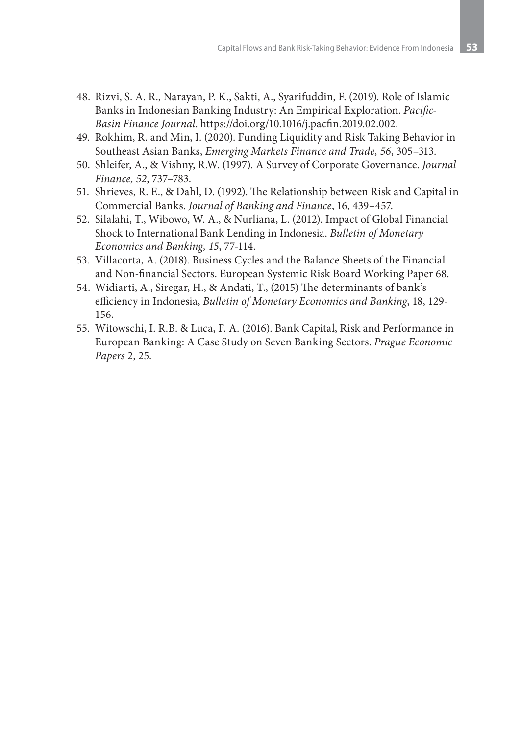48. Rizvi, S. A. R., Narayan, P. K., Sakti, A., Syarifuddin, F. (2019). Role of Islamic Banks in Indonesian Banking Industry: An Empirical Exploration. *Pacific-Basin Finance Journal*. https://doi.org/10.1016/j.pacfin.2019.02.002.
49. Rokhim, R. and Min, I. (2020). Funding Liquidity and Risk Taking Behavior in Southeast Asian Banks, *Emerging Markets Finance and Trade, 56*, 305–313.
50. Shleifer, A., & Vishny, R.W. (1997). A Survey of Corporate Governance. *Journal Finance, 52*, 737–783.
51. Shrieves, R. E., & Dahl, D. (1992). The Relationship between Risk and Capital in Commercial Banks. *Journal of Banking and Finance*, 16, 439–457.
52. Silalahi, T., Wibowo, W. A., & Nurliana, L. (2012). Impact of Global Financial Shock to International Bank Lending in Indonesia. *Bulletin of Monetary Economics and Banking, 15*, 77-114.
53. Villacorta, A. (2018). Business Cycles and the Balance Sheets of the Financial and Non-financial Sectors. European Systemic Risk Board Working Paper 68.
54. Widiarti, A., Siregar, H., & Andati, T., (2015) The determinants of bank's efficiency in Indonesia, *Bulletin of Monetary Economics and Banking*, 18, 129-156.
55. Witowschi, I. R.B. & Luca, F. A. (2016). Bank Capital, Risk and Performance in European Banking: A Case Study on Seven Banking Sectors. *Prague Economic Papers* 2, 25.